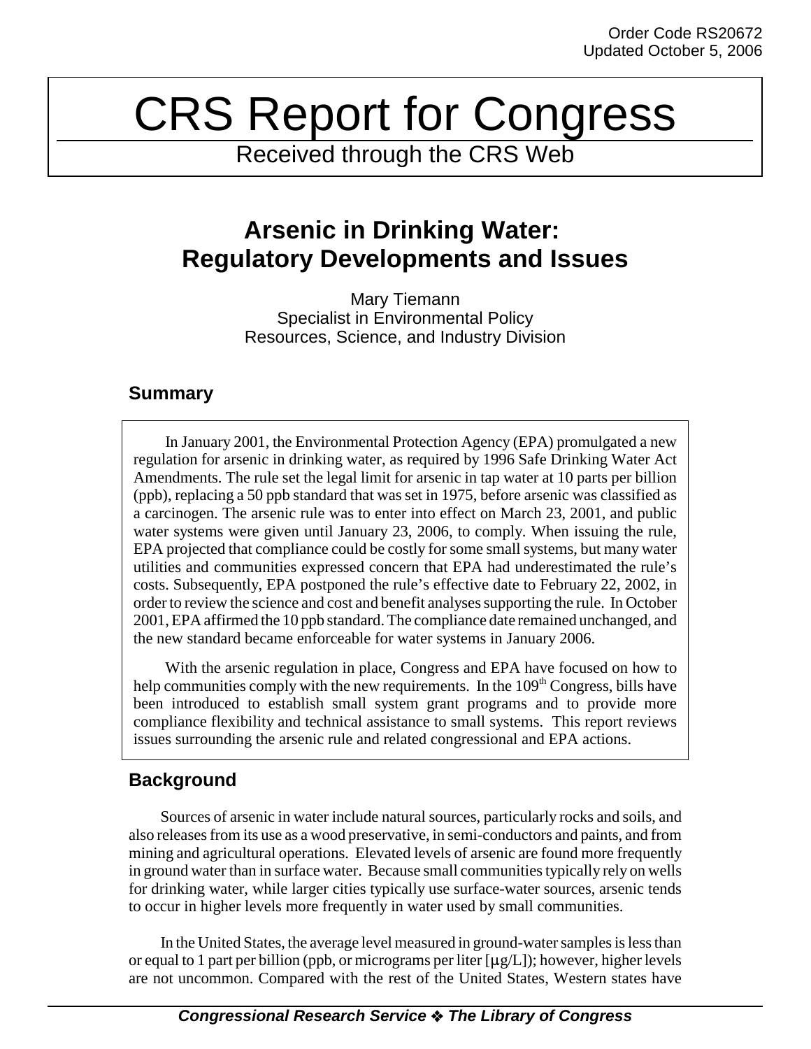Order Code RS20672
Updated October 5, 2006

# CRS Report for Congress

Received through the CRS Web

## Arsenic in Drinking Water: Regulatory Developments and Issues

Mary Tiemann
Specialist in Environmental Policy
Resources, Science, and Industry Division

### Summary

In January 2001, the Environmental Protection Agency (EPA) promulgated a new regulation for arsenic in drinking water, as required by 1996 Safe Drinking Water Act Amendments. The rule set the legal limit for arsenic in tap water at 10 parts per billion (ppb), replacing a 50 ppb standard that was set in 1975, before arsenic was classified as a carcinogen. The arsenic rule was to enter into effect on March 23, 2001, and public water systems were given until January 23, 2006, to comply. When issuing the rule, EPA projected that compliance could be costly for some small systems, but many water utilities and communities expressed concern that EPA had underestimated the rule's costs. Subsequently, EPA postponed the rule's effective date to February 22, 2002, in order to review the science and cost and benefit analyses supporting the rule. In October 2001, EPA affirmed the 10 ppb standard. The compliance date remained unchanged, and the new standard became enforceable for water systems in January 2006.

With the arsenic regulation in place, Congress and EPA have focused on how to help communities comply with the new requirements. In the 109th Congress, bills have been introduced to establish small system grant programs and to provide more compliance flexibility and technical assistance to small systems. This report reviews issues surrounding the arsenic rule and related congressional and EPA actions.

### Background

Sources of arsenic in water include natural sources, particularly rocks and soils, and also releases from its use as a wood preservative, in semi-conductors and paints, and from mining and agricultural operations. Elevated levels of arsenic are found more frequently in ground water than in surface water. Because small communities typically rely on wells for drinking water, while larger cities typically use surface-water sources, arsenic tends to occur in higher levels more frequently in water used by small communities.

In the United States, the average level measured in ground-water samples is less than or equal to 1 part per billion (ppb, or micrograms per liter [$\mu$g/L]); however, higher levels are not uncommon. Compared with the rest of the United States, Western states have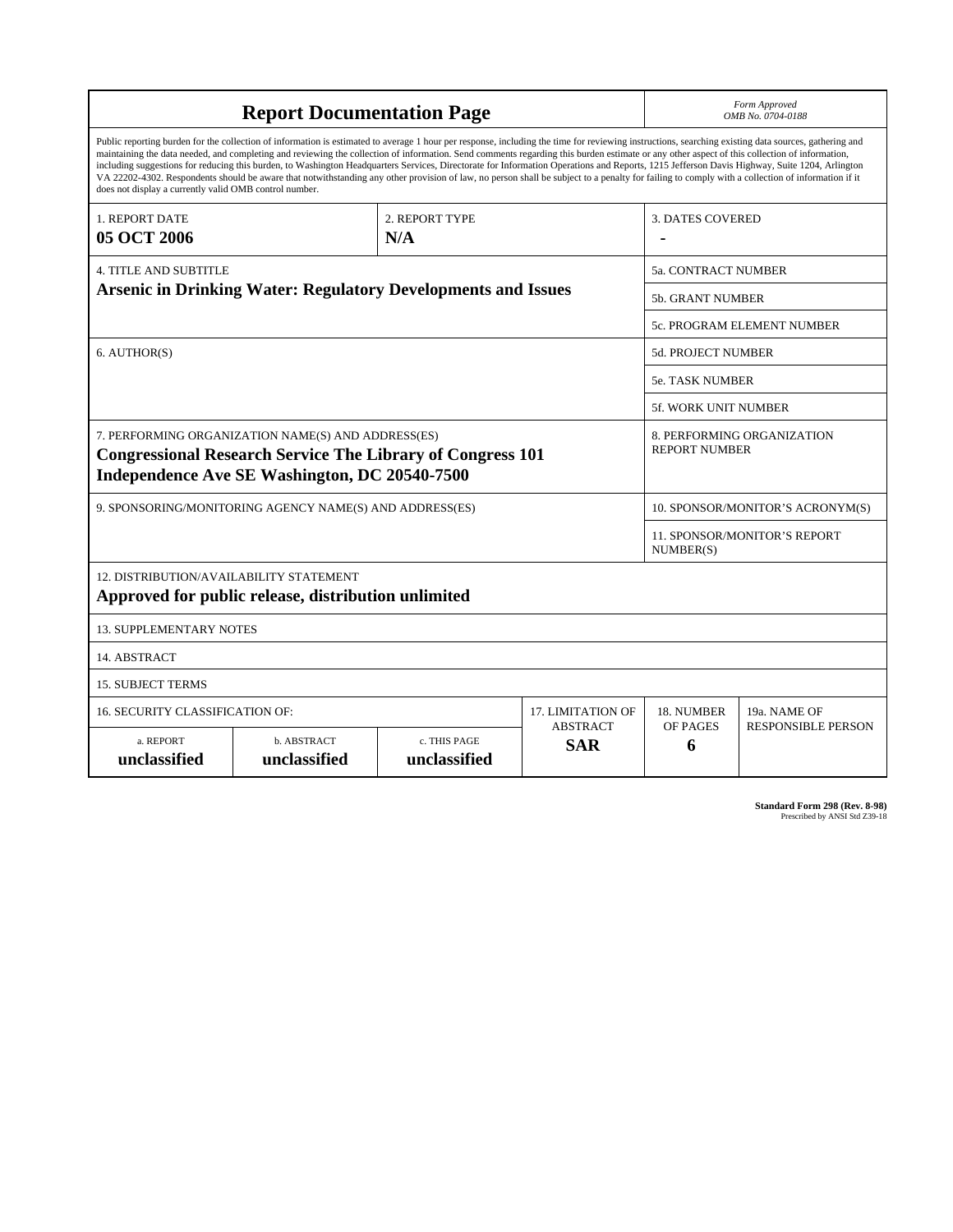# Report Documentation Page

*Form Approved*
*OMB No. 0704-0188*

Public reporting burden for the collection of information is estimated to average 1 hour per response, including the time for reviewing instructions, searching existing data sources, gathering and maintaining the data needed, and completing and reviewing the collection of information. Send comments regarding this burden estimate or any other aspect of this collection of information, including suggestions for reducing this burden, to Washington Headquarters Services, Directorate for Information Operations and Reports, 1215 Jefferson Davis Highway, Suite 1204, Arlington VA 22202-4302. Respondents should be aware that notwithstanding any other provision of law, no person shall be subject to a penalty for failing to comply with a collection of information if it does not display a currently valid OMB control number.

| 1. REPORT DATE | 2. REPORT TYPE | 3. DATES COVERED |
|---|---|---|
| **05 OCT 2006** | **N/A** | **-** |

| 4. TITLE AND SUBTITLE | 5a. CONTRACT NUMBER |
|---|---|
| **Arsenic in Drinking Water: Regulatory Developments and Issues** | 5b. GRANT NUMBER |
| | 5c. PROGRAM ELEMENT NUMBER |
| 6. AUTHOR(S) | 5d. PROJECT NUMBER |
| | 5e. TASK NUMBER |
| | 5f. WORK UNIT NUMBER |
| 7. PERFORMING ORGANIZATION NAME(S) AND ADDRESS(ES) **Congressional Research Service The Library of Congress 101 Independence Ave SE Washington, DC 20540-7500** | 8. PERFORMING ORGANIZATION REPORT NUMBER |
| 9. SPONSORING/MONITORING AGENCY NAME(S) AND ADDRESS(ES) | 10. SPONSOR/MONITOR'S ACRONYM(S) |
| | 11. SPONSOR/MONITOR'S REPORT NUMBER(S) |

12. DISTRIBUTION/AVAILABILITY STATEMENT
**Approved for public release, distribution unlimited**

13. SUPPLEMENTARY NOTES

14. ABSTRACT

15. SUBJECT TERMS

| 16. SECURITY CLASSIFICATION OF: | | | 17. LIMITATION OF ABSTRACT | 18. NUMBER OF PAGES | 19a. NAME OF RESPONSIBLE PERSON |
|---|---|---|---|---|---|
| a. REPORT | b. ABSTRACT | c. THIS PAGE | | | |
| **unclassified** | **unclassified** | **unclassified** | **SAR** | **6** | |

**Standard Form 298 (Rev. 8-98)**
Prescribed by ANSI Std Z39-18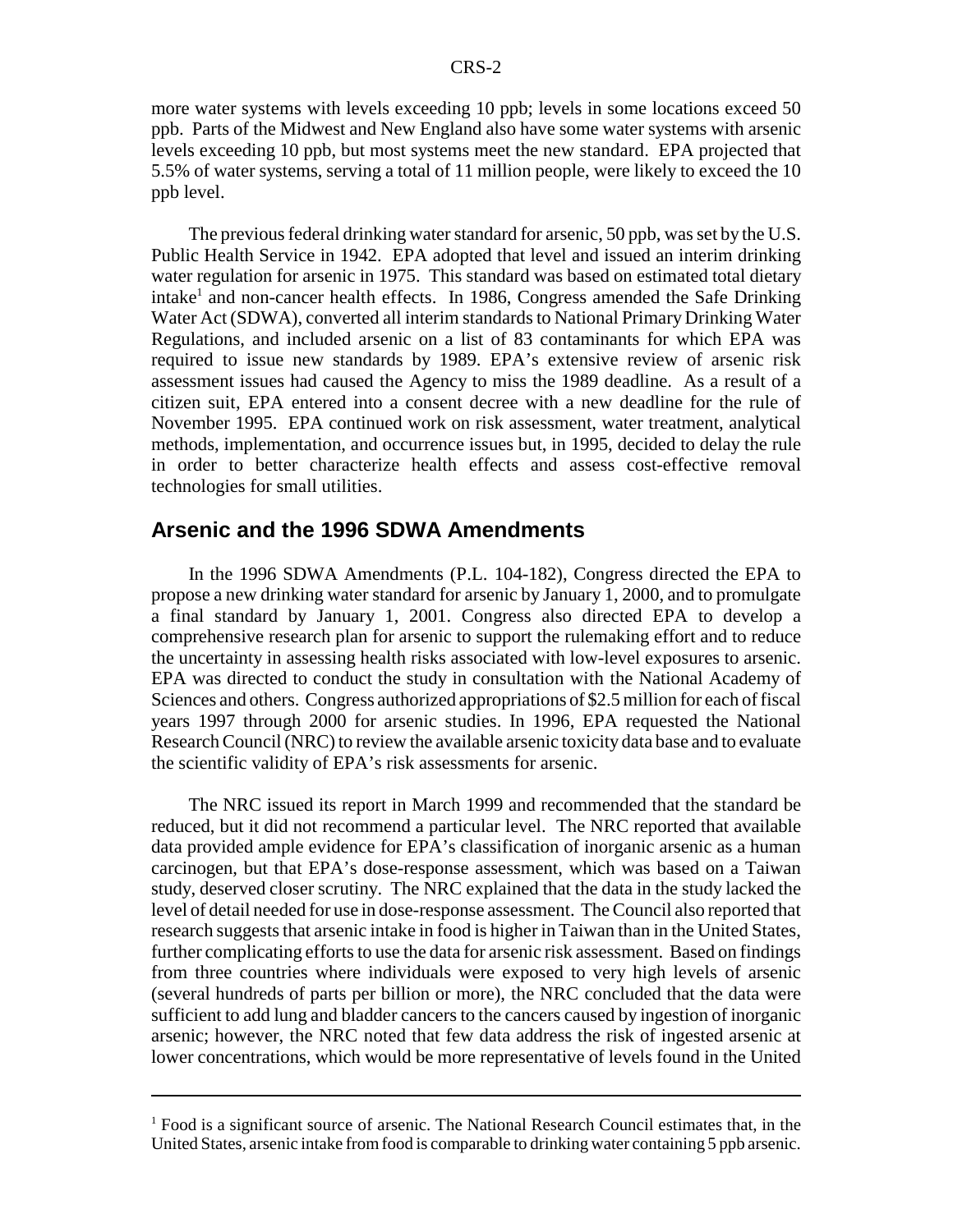more water systems with levels exceeding 10 ppb; levels in some locations exceed 50 ppb. Parts of the Midwest and New England also have some water systems with arsenic levels exceeding 10 ppb, but most systems meet the new standard. EPA projected that 5.5% of water systems, serving a total of 11 million people, were likely to exceed the 10 ppb level.

The previous federal drinking water standard for arsenic, 50 ppb, was set by the U.S. Public Health Service in 1942. EPA adopted that level and issued an interim drinking water regulation for arsenic in 1975. This standard was based on estimated total dietary intake[1] and non-cancer health effects. In 1986, Congress amended the Safe Drinking Water Act (SDWA), converted all interim standards to National Primary Drinking Water Regulations, and included arsenic on a list of 83 contaminants for which EPA was required to issue new standards by 1989. EPA's extensive review of arsenic risk assessment issues had caused the Agency to miss the 1989 deadline. As a result of a citizen suit, EPA entered into a consent decree with a new deadline for the rule of November 1995. EPA continued work on risk assessment, water treatment, analytical methods, implementation, and occurrence issues but, in 1995, decided to delay the rule in order to better characterize health effects and assess cost-effective removal technologies for small utilities.

## Arsenic and the 1996 SDWA Amendments

In the 1996 SDWA Amendments (P.L. 104-182), Congress directed the EPA to propose a new drinking water standard for arsenic by January 1, 2000, and to promulgate a final standard by January 1, 2001. Congress also directed EPA to develop a comprehensive research plan for arsenic to support the rulemaking effort and to reduce the uncertainty in assessing health risks associated with low-level exposures to arsenic. EPA was directed to conduct the study in consultation with the National Academy of Sciences and others. Congress authorized appropriations of $2.5 million for each of fiscal years 1997 through 2000 for arsenic studies. In 1996, EPA requested the National Research Council (NRC) to review the available arsenic toxicity data base and to evaluate the scientific validity of EPA's risk assessments for arsenic.

The NRC issued its report in March 1999 and recommended that the standard be reduced, but it did not recommend a particular level. The NRC reported that available data provided ample evidence for EPA's classification of inorganic arsenic as a human carcinogen, but that EPA's dose-response assessment, which was based on a Taiwan study, deserved closer scrutiny. The NRC explained that the data in the study lacked the level of detail needed for use in dose-response assessment. The Council also reported that research suggests that arsenic intake in food is higher in Taiwan than in the United States, further complicating efforts to use the data for arsenic risk assessment. Based on findings from three countries where individuals were exposed to very high levels of arsenic (several hundreds of parts per billion or more), the NRC concluded that the data were sufficient to add lung and bladder cancers to the cancers caused by ingestion of inorganic arsenic; however, the NRC noted that few data address the risk of ingested arsenic at lower concentrations, which would be more representative of levels found in the United

[1] Food is a significant source of arsenic. The National Research Council estimates that, in the United States, arsenic intake from food is comparable to drinking water containing 5 ppb arsenic.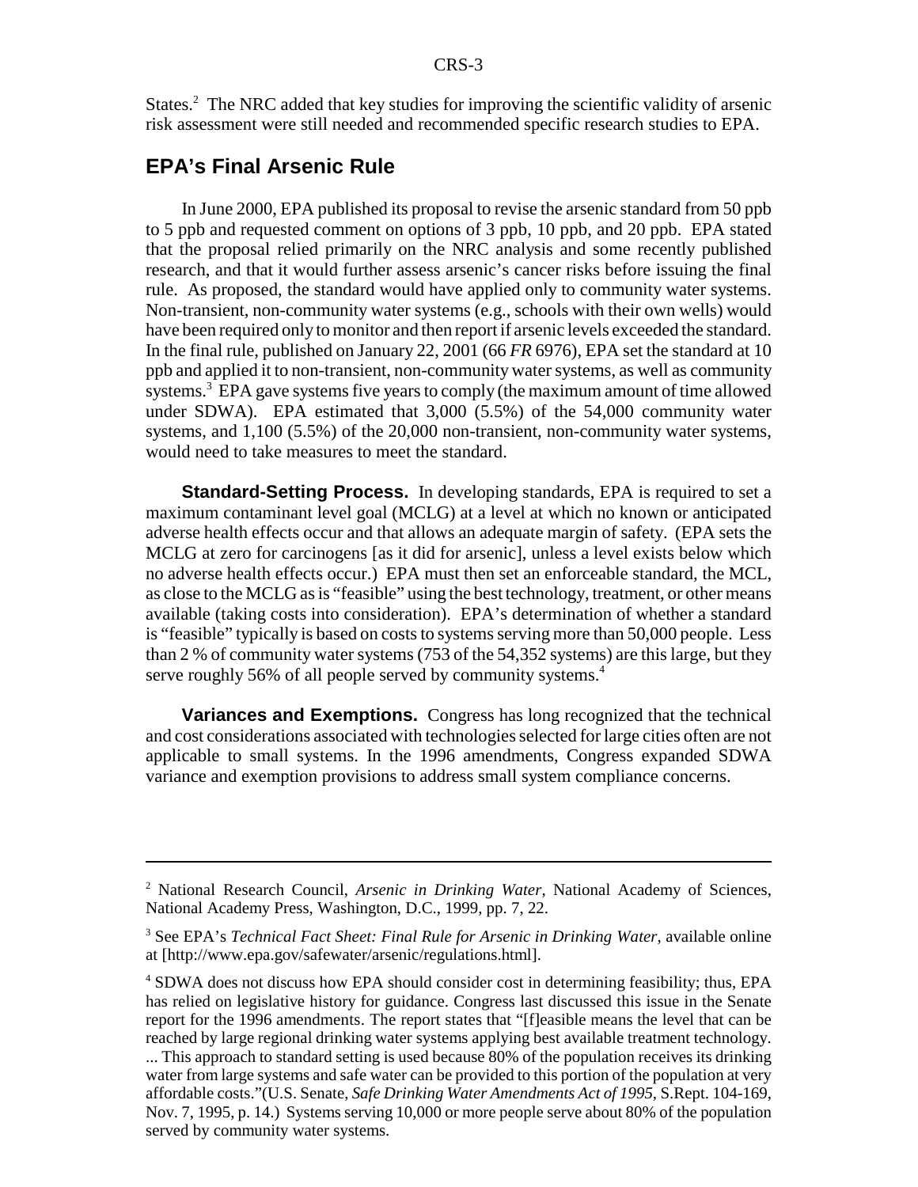States.[2] The NRC added that key studies for improving the scientific validity of arsenic risk assessment were still needed and recommended specific research studies to EPA.

## EPA's Final Arsenic Rule

In June 2000, EPA published its proposal to revise the arsenic standard from 50 ppb to 5 ppb and requested comment on options of 3 ppb, 10 ppb, and 20 ppb. EPA stated that the proposal relied primarily on the NRC analysis and some recently published research, and that it would further assess arsenic's cancer risks before issuing the final rule. As proposed, the standard would have applied only to community water systems. Non-transient, non-community water systems (e.g., schools with their own wells) would have been required only to monitor and then report if arsenic levels exceeded the standard. In the final rule, published on January 22, 2001 (66 *FR* 6976), EPA set the standard at 10 ppb and applied it to non-transient, non-community water systems, as well as community systems.[3] EPA gave systems five years to comply (the maximum amount of time allowed under SDWA). EPA estimated that 3,000 (5.5%) of the 54,000 community water systems, and 1,100 (5.5%) of the 20,000 non-transient, non-community water systems, would need to take measures to meet the standard.

**Standard-Setting Process.** In developing standards, EPA is required to set a maximum contaminant level goal (MCLG) at a level at which no known or anticipated adverse health effects occur and that allows an adequate margin of safety. (EPA sets the MCLG at zero for carcinogens [as it did for arsenic], unless a level exists below which no adverse health effects occur.) EPA must then set an enforceable standard, the MCL, as close to the MCLG as is "feasible" using the best technology, treatment, or other means available (taking costs into consideration). EPA's determination of whether a standard is "feasible" typically is based on costs to systems serving more than 50,000 people. Less than 2 % of community water systems (753 of the 54,352 systems) are this large, but they serve roughly 56% of all people served by community systems.[4]

**Variances and Exemptions.** Congress has long recognized that the technical and cost considerations associated with technologies selected for large cities often are not applicable to small systems. In the 1996 amendments, Congress expanded SDWA variance and exemption provisions to address small system compliance concerns.

---

[2] National Research Council, *Arsenic in Drinking Water*, National Academy of Sciences, National Academy Press, Washington, D.C., 1999, pp. 7, 22.

[3] See EPA's *Technical Fact Sheet: Final Rule for Arsenic in Drinking Water*, available online at [http://www.epa.gov/safewater/arsenic/regulations.html].

[4] SDWA does not discuss how EPA should consider cost in determining feasibility; thus, EPA has relied on legislative history for guidance. Congress last discussed this issue in the Senate report for the 1996 amendments. The report states that "[f]easible means the level that can be reached by large regional drinking water systems applying best available treatment technology. ... This approach to standard setting is used because 80% of the population receives its drinking water from large systems and safe water can be provided to this portion of the population at very affordable costs."(U.S. Senate, *Safe Drinking Water Amendments Act of 1995*, S.Rept. 104-169, Nov. 7, 1995, p. 14.) Systems serving 10,000 or more people serve about 80% of the population served by community water systems.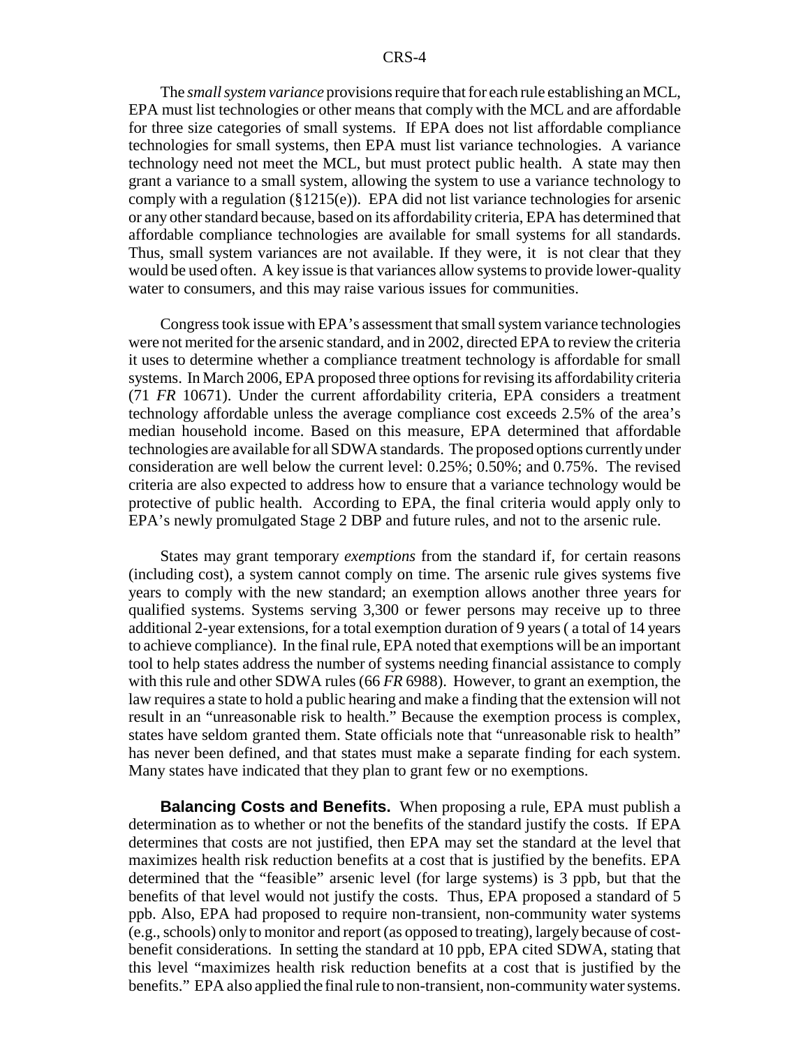The *small system variance* provisions require that for each rule establishing an MCL, EPA must list technologies or other means that comply with the MCL and are affordable for three size categories of small systems. If EPA does not list affordable compliance technologies for small systems, then EPA must list variance technologies. A variance technology need not meet the MCL, but must protect public health. A state may then grant a variance to a small system, allowing the system to use a variance technology to comply with a regulation (§1215(e)). EPA did not list variance technologies for arsenic or any other standard because, based on its affordability criteria, EPA has determined that affordable compliance technologies are available for small systems for all standards. Thus, small system variances are not available. If they were, it is not clear that they would be used often. A key issue is that variances allow systems to provide lower-quality water to consumers, and this may raise various issues for communities.

Congress took issue with EPA's assessment that small system variance technologies were not merited for the arsenic standard, and in 2002, directed EPA to review the criteria it uses to determine whether a compliance treatment technology is affordable for small systems. In March 2006, EPA proposed three options for revising its affordability criteria (71 *FR* 10671). Under the current affordability criteria, EPA considers a treatment technology affordable unless the average compliance cost exceeds 2.5% of the area's median household income. Based on this measure, EPA determined that affordable technologies are available for all SDWA standards. The proposed options currently under consideration are well below the current level: 0.25%; 0.50%; and 0.75%. The revised criteria are also expected to address how to ensure that a variance technology would be protective of public health. According to EPA, the final criteria would apply only to EPA's newly promulgated Stage 2 DBP and future rules, and not to the arsenic rule.

States may grant temporary *exemptions* from the standard if, for certain reasons (including cost), a system cannot comply on time. The arsenic rule gives systems five years to comply with the new standard; an exemption allows another three years for qualified systems. Systems serving 3,300 or fewer persons may receive up to three additional 2-year extensions, for a total exemption duration of 9 years ( a total of 14 years to achieve compliance). In the final rule, EPA noted that exemptions will be an important tool to help states address the number of systems needing financial assistance to comply with this rule and other SDWA rules (66 *FR* 6988). However, to grant an exemption, the law requires a state to hold a public hearing and make a finding that the extension will not result in an "unreasonable risk to health." Because the exemption process is complex, states have seldom granted them. State officials note that "unreasonable risk to health" has never been defined, and that states must make a separate finding for each system. Many states have indicated that they plan to grant few or no exemptions.

**Balancing Costs and Benefits.** When proposing a rule, EPA must publish a determination as to whether or not the benefits of the standard justify the costs. If EPA determines that costs are not justified, then EPA may set the standard at the level that maximizes health risk reduction benefits at a cost that is justified by the benefits. EPA determined that the "feasible" arsenic level (for large systems) is 3 ppb, but that the benefits of that level would not justify the costs. Thus, EPA proposed a standard of 5 ppb. Also, EPA had proposed to require non-transient, non-community water systems (e.g., schools) only to monitor and report (as opposed to treating), largely because of cost-benefit considerations. In setting the standard at 10 ppb, EPA cited SDWA, stating that this level "maximizes health risk reduction benefits at a cost that is justified by the benefits." EPA also applied the final rule to non-transient, non-community water systems.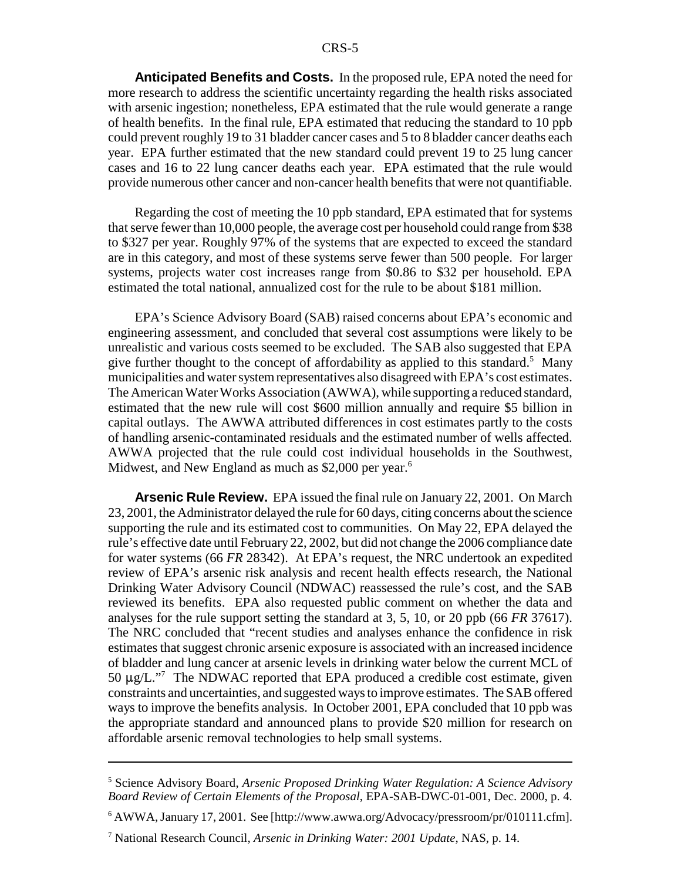**Anticipated Benefits and Costs.** In the proposed rule, EPA noted the need for more research to address the scientific uncertainty regarding the health risks associated with arsenic ingestion; nonetheless, EPA estimated that the rule would generate a range of health benefits. In the final rule, EPA estimated that reducing the standard to 10 ppb could prevent roughly 19 to 31 bladder cancer cases and 5 to 8 bladder cancer deaths each year. EPA further estimated that the new standard could prevent 19 to 25 lung cancer cases and 16 to 22 lung cancer deaths each year. EPA estimated that the rule would provide numerous other cancer and non-cancer health benefits that were not quantifiable.

Regarding the cost of meeting the 10 ppb standard, EPA estimated that for systems that serve fewer than 10,000 people, the average cost per household could range from $38 to $327 per year. Roughly 97% of the systems that are expected to exceed the standard are in this category, and most of these systems serve fewer than 500 people. For larger systems, projects water cost increases range from $0.86 to $32 per household. EPA estimated the total national, annualized cost for the rule to be about $181 million.

EPA's Science Advisory Board (SAB) raised concerns about EPA's economic and engineering assessment, and concluded that several cost assumptions were likely to be unrealistic and various costs seemed to be excluded. The SAB also suggested that EPA give further thought to the concept of affordability as applied to this standard.[5] Many municipalities and water system representatives also disagreed with EPA's cost estimates. The American Water Works Association (AWWA), while supporting a reduced standard, estimated that the new rule will cost $600 million annually and require $5 billion in capital outlays. The AWWA attributed differences in cost estimates partly to the costs of handling arsenic-contaminated residuals and the estimated number of wells affected. AWWA projected that the rule could cost individual households in the Southwest, Midwest, and New England as much as $2,000 per year.[6]

**Arsenic Rule Review.** EPA issued the final rule on January 22, 2001. On March 23, 2001, the Administrator delayed the rule for 60 days, citing concerns about the science supporting the rule and its estimated cost to communities. On May 22, EPA delayed the rule's effective date until February 22, 2002, but did not change the 2006 compliance date for water systems (66 *FR* 28342). At EPA's request, the NRC undertook an expedited review of EPA's arsenic risk analysis and recent health effects research, the National Drinking Water Advisory Council (NDWAC) reassessed the rule's cost, and the SAB reviewed its benefits. EPA also requested public comment on whether the data and analyses for the rule support setting the standard at 3, 5, 10, or 20 ppb (66 *FR* 37617). The NRC concluded that "recent studies and analyses enhance the confidence in risk estimates that suggest chronic arsenic exposure is associated with an increased incidence of bladder and lung cancer at arsenic levels in drinking water below the current MCL of 50 μg/L."[7] The NDWAC reported that EPA produced a credible cost estimate, given constraints and uncertainties, and suggested ways to improve estimates. The SAB offered ways to improve the benefits analysis. In October 2001, EPA concluded that 10 ppb was the appropriate standard and announced plans to provide $20 million for research on affordable arsenic removal technologies to help small systems.

---

[5] Science Advisory Board, *Arsenic Proposed Drinking Water Regulation: A Science Advisory Board Review of Certain Elements of the Proposal*, EPA-SAB-DWC-01-001, Dec. 2000, p. 4.

[6] AWWA, January 17, 2001. See [http://www.awwa.org/Advocacy/pressroom/pr/010111.cfm].

[7] National Research Council, *Arsenic in Drinking Water: 2001 Update*, NAS, p. 14.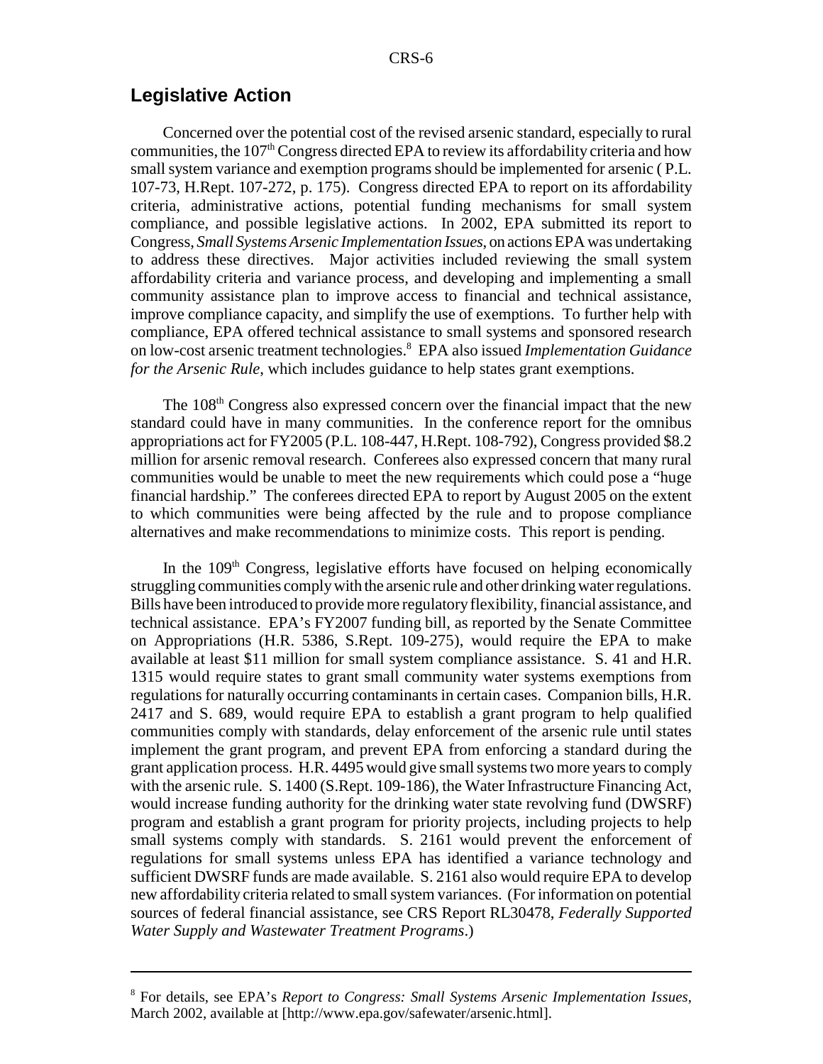## Legislative Action

Concerned over the potential cost of the revised arsenic standard, especially to rural communities, the 107th Congress directed EPA to review its affordability criteria and how small system variance and exemption programs should be implemented for arsenic ( P.L. 107-73, H.Rept. 107-272, p. 175). Congress directed EPA to report on its affordability criteria, administrative actions, potential funding mechanisms for small system compliance, and possible legislative actions. In 2002, EPA submitted its report to Congress, *Small Systems Arsenic Implementation Issues*, on actions EPA was undertaking to address these directives. Major activities included reviewing the small system affordability criteria and variance process, and developing and implementing a small community assistance plan to improve access to financial and technical assistance, improve compliance capacity, and simplify the use of exemptions. To further help with compliance, EPA offered technical assistance to small systems and sponsored research on low-cost arsenic treatment technologies.[8] EPA also issued *Implementation Guidance for the Arsenic Rule*, which includes guidance to help states grant exemptions.

The 108th Congress also expressed concern over the financial impact that the new standard could have in many communities. In the conference report for the omnibus appropriations act for FY2005 (P.L. 108-447, H.Rept. 108-792), Congress provided $8.2 million for arsenic removal research. Conferees also expressed concern that many rural communities would be unable to meet the new requirements which could pose a "huge financial hardship." The conferees directed EPA to report by August 2005 on the extent to which communities were being affected by the rule and to propose compliance alternatives and make recommendations to minimize costs. This report is pending.

In the 109th Congress, legislative efforts have focused on helping economically struggling communities comply with the arsenic rule and other drinking water regulations. Bills have been introduced to provide more regulatory flexibility, financial assistance, and technical assistance. EPA's FY2007 funding bill, as reported by the Senate Committee on Appropriations (H.R. 5386, S.Rept. 109-275), would require the EPA to make available at least $11 million for small system compliance assistance. S. 41 and H.R. 1315 would require states to grant small community water systems exemptions from regulations for naturally occurring contaminants in certain cases. Companion bills, H.R. 2417 and S. 689, would require EPA to establish a grant program to help qualified communities comply with standards, delay enforcement of the arsenic rule until states implement the grant program, and prevent EPA from enforcing a standard during the grant application process. H.R. 4495 would give small systems two more years to comply with the arsenic rule. S. 1400 (S.Rept. 109-186), the Water Infrastructure Financing Act, would increase funding authority for the drinking water state revolving fund (DWSRF) program and establish a grant program for priority projects, including projects to help small systems comply with standards. S. 2161 would prevent the enforcement of regulations for small systems unless EPA has identified a variance technology and sufficient DWSRF funds are made available. S. 2161 also would require EPA to develop new affordability criteria related to small system variances. (For information on potential sources of federal financial assistance, see CRS Report RL30478, *Federally Supported Water Supply and Wastewater Treatment Programs*.)

---

[8] For details, see EPA's *Report to Congress: Small Systems Arsenic Implementation Issues*, March 2002, available at [http://www.epa.gov/safewater/arsenic.html].